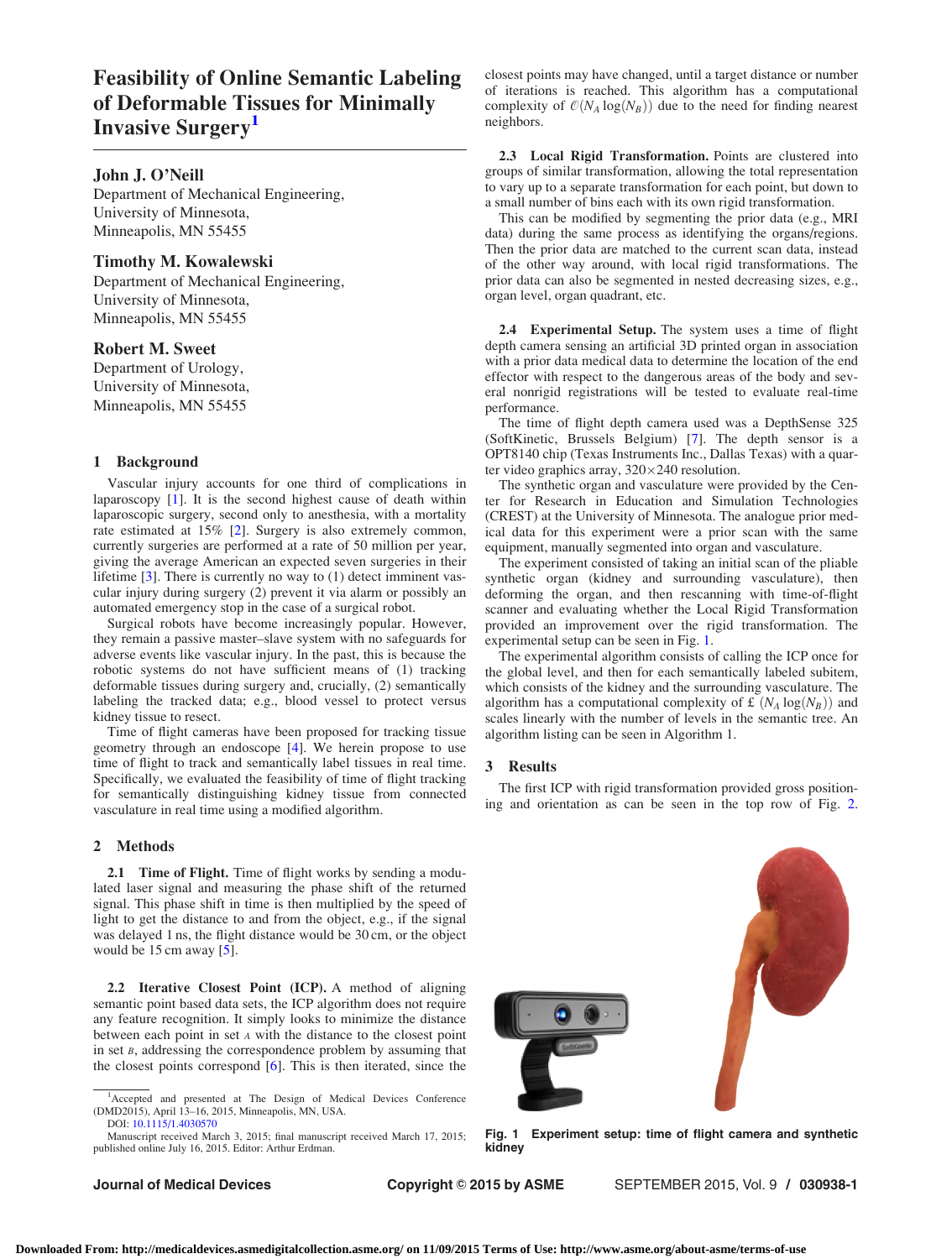# Feasibility of Online Semantic Labeling of Deformable Tissues for Minimally Invasive Surgery[1]

**John J. O'Neill**
Department of Mechanical Engineering,
University of Minnesota,
Minneapolis, MN 55455

**Timothy M. Kowalewski**
Department of Mechanical Engineering,
University of Minnesota,
Minneapolis, MN 55455

**Robert M. Sweet**
Department of Urology,
University of Minnesota,
Minneapolis, MN 55455

## 1 Background

Vascular injury accounts for one third of complications in laparoscopy [1]. It is the second highest cause of death within laparoscopic surgery, second only to anesthesia, with a mortality rate estimated at 15% [2]. Surgery is also extremely common, currently surgeries are performed at a rate of 50 million per year, giving the average American an expected seven surgeries in their lifetime [3]. There is currently no way to (1) detect imminent vascular injury during surgery (2) prevent it via alarm or possibly an automated emergency stop in the case of a surgical robot.

Surgical robots have become increasingly popular. However, they remain a passive master–slave system with no safeguards for adverse events like vascular injury. In the past, this is because the robotic systems do not have sufficient means of (1) tracking deformable tissues during surgery and, crucially, (2) semantically labeling the tracked data; e.g., blood vessel to protect versus kidney tissue to resect.

Time of flight cameras have been proposed for tracking tissue geometry through an endoscope [4]. We herein propose to use time of flight to track and semantically label tissues in real time. Specifically, we evaluated the feasibility of time of flight tracking for semantically distinguishing kidney tissue from connected vasculature in real time using a modified algorithm.

## 2 Methods

**2.1 Time of Flight.** Time of flight works by sending a modulated laser signal and measuring the phase shift of the returned signal. This phase shift in time is then multiplied by the speed of light to get the distance to and from the object, e.g., if the signal was delayed 1 ns, the flight distance would be 30 cm, or the object would be 15 cm away [5].

**2.2 Iterative Closest Point (ICP).** A method of aligning semantic point based data sets, the ICP algorithm does not require any feature recognition. It simply looks to minimize the distance between each point in set $A$ with the distance to the closest point in set $B$, addressing the correspondence problem by assuming that the closest points correspond [6]. This is then iterated, since the closest points may have changed, until a target distance or number of iterations is reached. This algorithm has a computational complexity of $\mathcal{O}(N_A \log(N_B))$ due to the need for finding nearest neighbors.

**2.3 Local Rigid Transformation.** Points are clustered into groups of similar transformation, allowing the total representation to vary up to a separate transformation for each point, but down to a small number of bins each with its own rigid transformation.

This can be modified by segmenting the prior data (e.g., MRI data) during the same process as identifying the organs/regions. Then the prior data are matched to the current scan data, instead of the other way around, with local rigid transformations. The prior data can also be segmented in nested decreasing sizes, e.g., organ level, organ quadrant, etc.

**2.4 Experimental Setup.** The system uses a time of flight depth camera sensing an artificial 3D printed organ in association with a prior data medical data to determine the location of the end effector with respect to the dangerous areas of the body and several nonrigid registrations will be tested to evaluate real-time performance.

The time of flight depth camera used was a DepthSense 325 (SoftKinetic, Brussels Belgium) [7]. The depth sensor is a OPT8140 chip (Texas Instruments Inc., Dallas Texas) with a quarter video graphics array, 320×240 resolution.

The synthetic organ and vasculature were provided by the Center for Research in Education and Simulation Technologies (CREST) at the University of Minnesota. The analogue prior medical data for this experiment were a prior scan with the same equipment, manually segmented into organ and vasculature.

The experiment consisted of taking an initial scan of the pliable synthetic organ (kidney and surrounding vasculature), then deforming the organ, and then rescanning with time-of-flight scanner and evaluating whether the Local Rigid Transformation provided an improvement over the rigid transformation. The experimental setup can be seen in Fig. 1.

The experimental algorithm consists of calling the ICP once for the global level, and then for each semantically labeled subitem, which consists of the kidney and the surrounding vasculature. The algorithm has a computational complexity of £ $(N_A \log(N_B))$ and scales linearly with the number of levels in the semantic tree. An algorithm listing can be seen in Algorithm 1.

## 3 Results

The first ICP with rigid transformation provided gross positioning and orientation as can be seen in the top row of Fig. 2.

**Fig. 1 Experiment setup: time of flight camera and synthetic kidney**

[1]Accepted and presented at The Design of Medical Devices Conference (DMD2015), April 13–16, 2015, Minneapolis, MN, USA.
DOI: 10.1115/1.4030570
Manuscript received March 3, 2015; final manuscript received March 17, 2015; published online July 16, 2015. Editor: Arthur Erdman.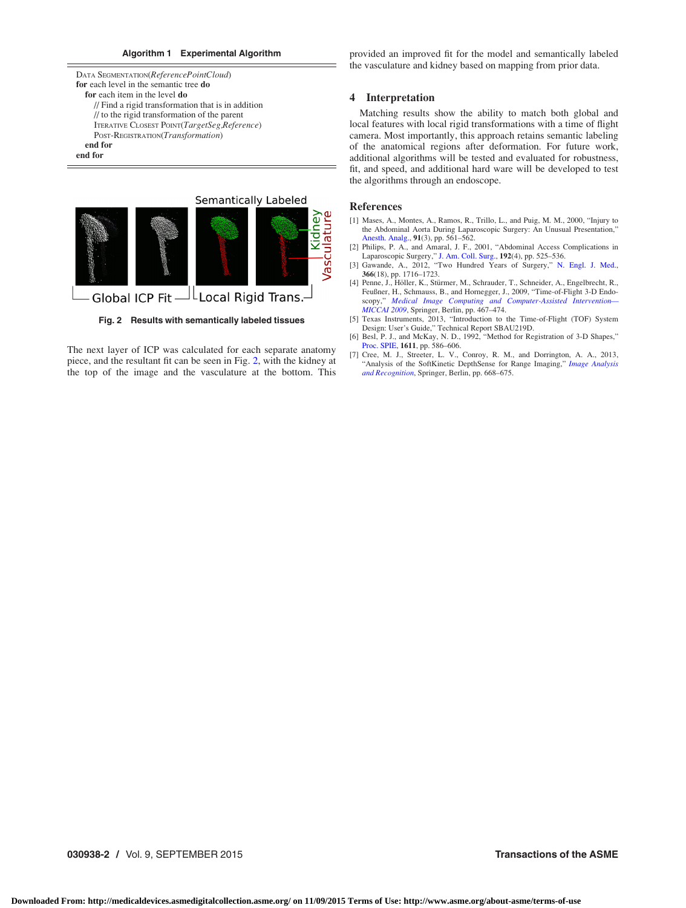**Algorithm 1 Experimental Algorithm**

```
DATA SEGMENTATION(ReferencePointCloud)
for each level in the semantic tree do
    for each item in the level do
        // Find a rigid transformation that is in addition
        // to the rigid transformation of the parent
        ITERATIVE CLOSEST POINT(TargetSeg,Reference)
        POST-REGISTRATION(Transformation)
    end for
end for
```

Semantically Labeled

Kidney

Vasculature

Global ICP Fit

Local Rigid Trans.

**Fig. 2 Results with semantically labeled tissues**

The next layer of ICP was calculated for each separate anatomy piece, and the resultant fit can be seen in Fig. 2, with the kidney at the top of the image and the vasculature at the bottom. This provided an improved fit for the model and semantically labeled the vasculature and kidney based on mapping from prior data.

## 4 Interpretation

Matching results show the ability to match both global and local features with local rigid transformations with a time of flight camera. Most importantly, this approach retains semantic labeling of the anatomical regions after deformation. For future work, additional algorithms will be tested and evaluated for robustness, fit, and speed, and additional hard ware will be developed to test the algorithms through an endoscope.

## References

[1] Mases, A., Montes, A., Ramos, R., Trillo, L., and Puig, M. M., 2000, "Injury to the Abdominal Aorta During Laparoscopic Surgery: An Unusual Presentation," Anesth. Analg., **91**(3), pp. 561–562.

[2] Philips, P. A., and Amaral, J. F., 2001, "Abdominal Access Complications in Laparoscopic Surgery," J. Am. Coll. Surg., **192**(4), pp. 525–536.

[3] Gawande, A., 2012, "Two Hundred Years of Surgery," N. Engl. J. Med., **366**(18), pp. 1716–1723.

[4] Penne, J., Höller, K., Stürmer, M., Schrauder, T., Schneider, A., Engelbrecht, R., Feußner, H., Schmauss, B., and Hornegger, J., 2009, "Time-of-Flight 3-D Endoscopy," *Medical Image Computing and Computer-Assisted Intervention—MICCAI 2009*, Springer, Berlin, pp. 467–474.

[5] Texas Instruments, 2013, "Introduction to the Time-of-Flight (TOF) System Design: User's Guide," Technical Report SBAU219D.

[6] Besl, P. J., and McKay, N. D., 1992, "Method for Registration of 3-D Shapes," Proc. SPIE, **1611**, pp. 586–606.

[7] Cree, M. J., Streeter, L. V., Conroy, R. M., and Dorrington, A. A., 2013, "Analysis of the SoftKinetic DepthSense for Range Imaging," *Image Analysis and Recognition*, Springer, Berlin, pp. 668–675.